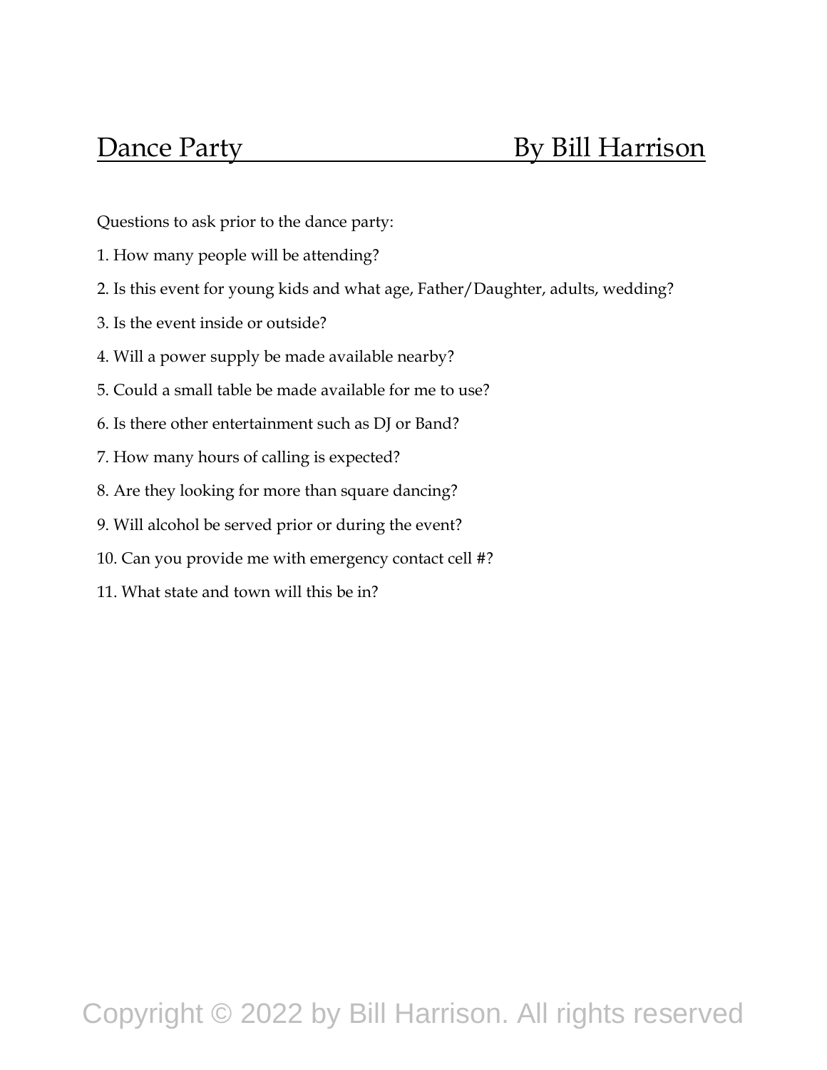# Dance Party — By Bill Harrison

Questions to ask prior to the dance party:

1. How many people will be attending?
2. Is this event for young kids and what age, Father/Daughter, adults, wedding?
3. Is the event inside or outside?
4. Will a power supply be made available nearby?
5. Could a small table be made available for me to use?
6. Is there other entertainment such as DJ or Band?
7. How many hours of calling is expected?
8. Are they looking for more than square dancing?
9. Will alcohol be served prior or during the event?
10. Can you provide me with emergency contact cell #?
11. What state and town will this be in?

Copyright © 2022 by Bill Harrison. All rights reserved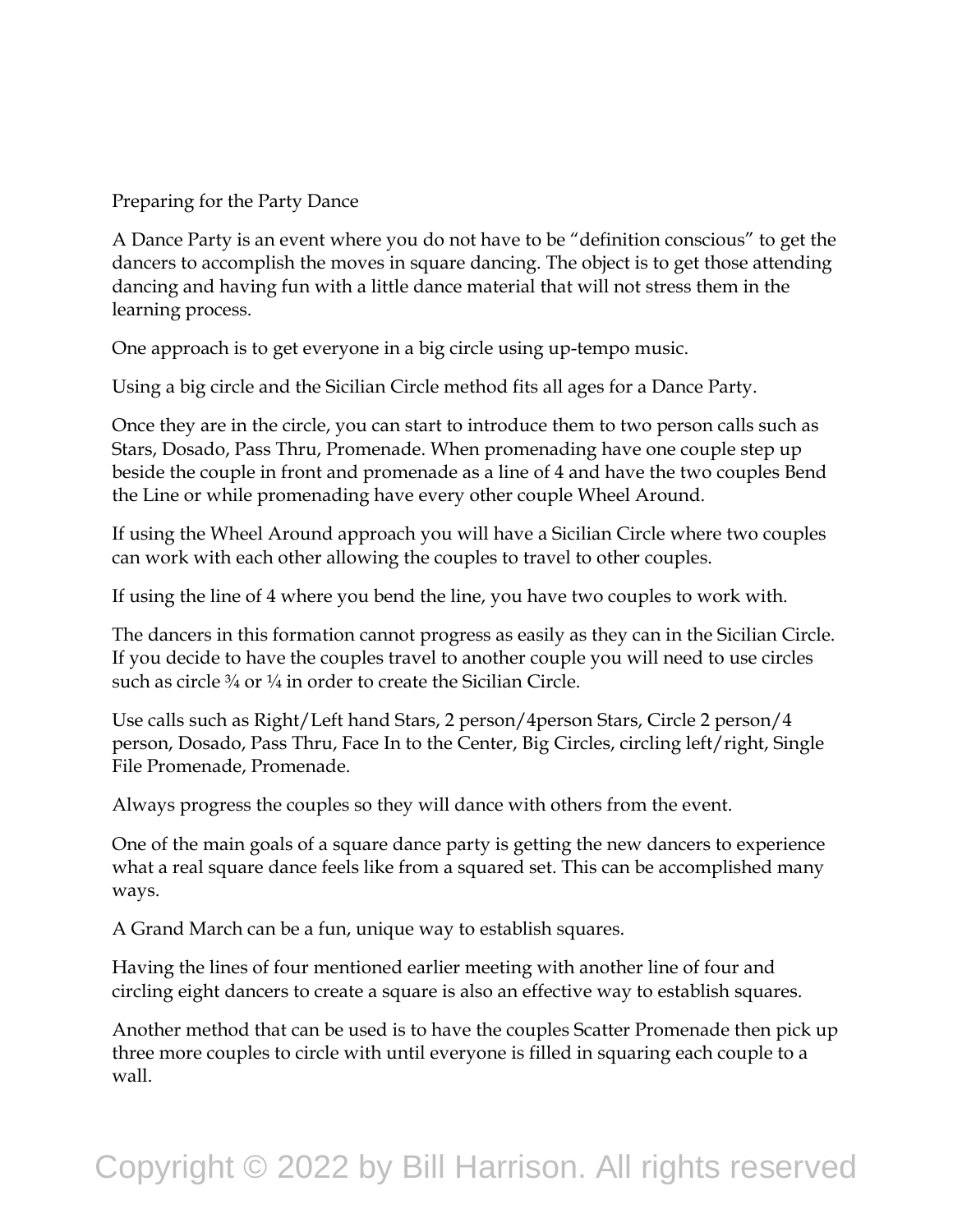# Preparing for the Party Dance

A Dance Party is an event where you do not have to be “definition conscious” to get the dancers to accomplish the moves in square dancing. The object is to get those attending dancing and having fun with a little dance material that will not stress them in the learning process.

One approach is to get everyone in a big circle using up-tempo music.

Using a big circle and the Sicilian Circle method fits all ages for a Dance Party.

Once they are in the circle, you can start to introduce them to two person calls such as Stars, Dosado, Pass Thru, Promenade. When promenading have one couple step up beside the couple in front and promenade as a line of 4 and have the two couples Bend the Line or while promenading have every other couple Wheel Around.

If using the Wheel Around approach you will have a Sicilian Circle where two couples can work with each other allowing the couples to travel to other couples.

If using the line of 4 where you bend the line, you have two couples to work with.

The dancers in this formation cannot progress as easily as they can in the Sicilian Circle. If you decide to have the couples travel to another couple you will need to use circles such as circle ¾ or ¼ in order to create the Sicilian Circle.

Use calls such as Right/Left hand Stars, 2 person/4person Stars, Circle 2 person/4 person, Dosado, Pass Thru, Face In to the Center, Big Circles, circling left/right, Single File Promenade, Promenade.

Always progress the couples so they will dance with others from the event.

One of the main goals of a square dance party is getting the new dancers to experience what a real square dance feels like from a squared set. This can be accomplished many ways.

A Grand March can be a fun, unique way to establish squares.

Having the lines of four mentioned earlier meeting with another line of four and circling eight dancers to create a square is also an effective way to establish squares.

Another method that can be used is to have the couples Scatter Promenade then pick up three more couples to circle with until everyone is filled in squaring each couple to a wall.

Copyright © 2022 by Bill Harrison. All rights reserved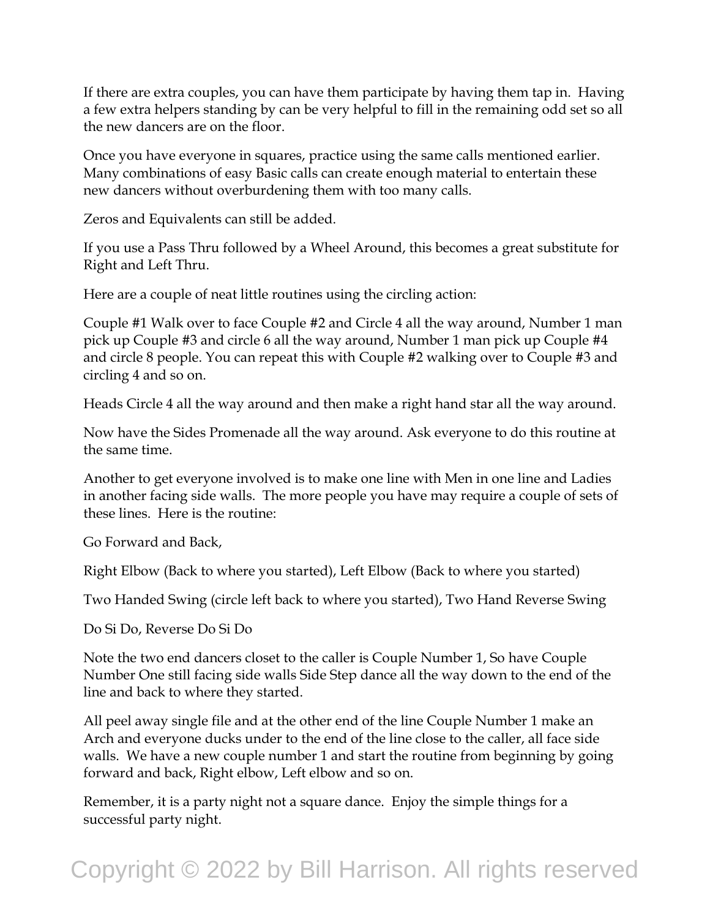If there are extra couples, you can have them participate by having them tap in. Having a few extra helpers standing by can be very helpful to fill in the remaining odd set so all the new dancers are on the floor.

Once you have everyone in squares, practice using the same calls mentioned earlier. Many combinations of easy Basic calls can create enough material to entertain these new dancers without overburdening them with too many calls.

Zeros and Equivalents can still be added.

If you use a Pass Thru followed by a Wheel Around, this becomes a great substitute for Right and Left Thru.

Here are a couple of neat little routines using the circling action:

Couple #1 Walk over to face Couple #2 and Circle 4 all the way around, Number 1 man pick up Couple #3 and circle 6 all the way around, Number 1 man pick up Couple #4 and circle 8 people. You can repeat this with Couple #2 walking over to Couple #3 and circling 4 and so on.

Heads Circle 4 all the way around and then make a right hand star all the way around.

Now have the Sides Promenade all the way around. Ask everyone to do this routine at the same time.

Another to get everyone involved is to make one line with Men in one line and Ladies in another facing side walls. The more people you have may require a couple of sets of these lines. Here is the routine:

Go Forward and Back,

Right Elbow (Back to where you started), Left Elbow (Back to where you started)

Two Handed Swing (circle left back to where you started), Two Hand Reverse Swing

Do Si Do, Reverse Do Si Do

Note the two end dancers closet to the caller is Couple Number 1, So have Couple Number One still facing side walls Side Step dance all the way down to the end of the line and back to where they started.

All peel away single file and at the other end of the line Couple Number 1 make an Arch and everyone ducks under to the end of the line close to the caller, all face side walls. We have a new couple number 1 and start the routine from beginning by going forward and back, Right elbow, Left elbow and so on.

Remember, it is a party night not a square dance. Enjoy the simple things for a successful party night.

Copyright © 2022 by Bill Harrison. All rights reserved